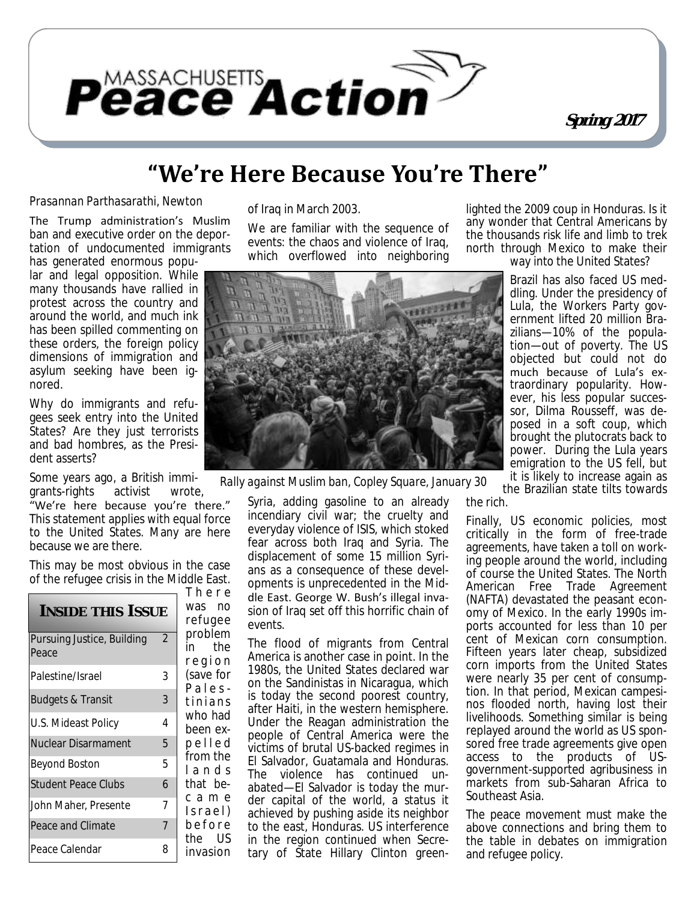# Massachusetts Peace Action

**Spring 2017**

## "We're Here Because You're There"

*Prasannan Parthasarathi, Newton*

The Trump administration's Muslim ban and executive order on the deportation of undocumented immigrants has generated enormous popular and legal opposition. While many thousands have rallied in protest across the country and around the world, and much ink has been spilled commenting on these orders, the foreign policy dimensions of immigration and asylum seeking have been ignored.

Why do immigrants and refugees seek entry into the United States? Are they just terrorists and bad hombres, as the President asserts?

Some years ago, a British immigrants-rights activist wrote, "We're here because you're there." This statement applies with equal force to the United States. Many are here because we are there.

This may be most obvious in the case of the refugee crisis in the Middle East. There was no refugee problem in the region (save for Palestinians who had been expelled from the lands that became Israel) before the US invasion of Iraq in March 2003.

We are familiar with the sequence of events: the chaos and violence of Iraq, which overflowed into neighboring Syria, adding gasoline to an already incendiary civil war; the cruelty and everyday violence of ISIS, which stoked fear across both Iraq and Syria. The displacement of some 15 million Syrians as a consequence of these developments is unprecedented in the Middle East. George W. Bush's illegal invasion of Iraq set off this horrific chain of events.

Rally against Muslim ban, Copley Square, January 30

The flood of migrants from Central America is another case in point. In the 1980s, the United States declared war on the Sandinistas in Nicaragua, which is today the second poorest country, after Haiti, in the western hemisphere. Under the Reagan administration the people of Central America were the victims of brutal US-backed regimes in El Salvador, Guatamala and Honduras. The violence has continued unabated—El Salvador is today the murder capital of the world, a status it achieved by pushing aside its neighbor to the east, Honduras. US interference in the region continued when Secretary of State Hillary Clinton greenlighted the 2009 coup in Honduras. Is it any wonder that Central Americans by the thousands risk life and limb to trek north through Mexico to make their way into the United States?

Brazil has also faced US meddling. Under the presidency of Lula, the Workers Party government lifted 20 million Brazilians—10% of the population—out of poverty. The US objected but could not do much because of Lula's extraordinary popularity. However, his less popular successor, Dilma Rousseff, was deposed in a soft coup, which brought the plutocrats back to power. During the Lula years emigration to the US fell, but it is likely to increase again as the Brazilian state tilts towards the rich.

Finally, US economic policies, most critically in the form of free-trade agreements, have taken a toll on working people around the world, including of course the United States. The North American Free Trade Agreement (NAFTA) devastated the peasant economy of Mexico. In the early 1990s imports accounted for less than 10 per cent of Mexican corn consumption. Fifteen years later cheap, subsidized corn imports from the United States were nearly 35 per cent of consumption. In that period, Mexican campesinos flooded north, having lost their livelihoods. Something similar is being replayed around the world as US sponsored free trade agreements give open access to the products of US-government-supported agribusiness in markets from sub-Saharan Africa to Southeast Asia.

The peace movement must make the above connections and bring them to the table in debates on immigration and refugee policy.

| INSIDE THIS ISSUE | |
|---|---|
| Pursuing Justice, Building Peace | 2 |
| Palestine/Israel | 3 |
| Budgets & Transit | 3 |
| U.S. Mideast Policy | 4 |
| Nuclear Disarmament | 5 |
| Beyond Boston | 5 |
| Student Peace Clubs | 6 |
| John Maher, Presente | 7 |
| Peace and Climate | 7 |
| Peace Calendar | 8 |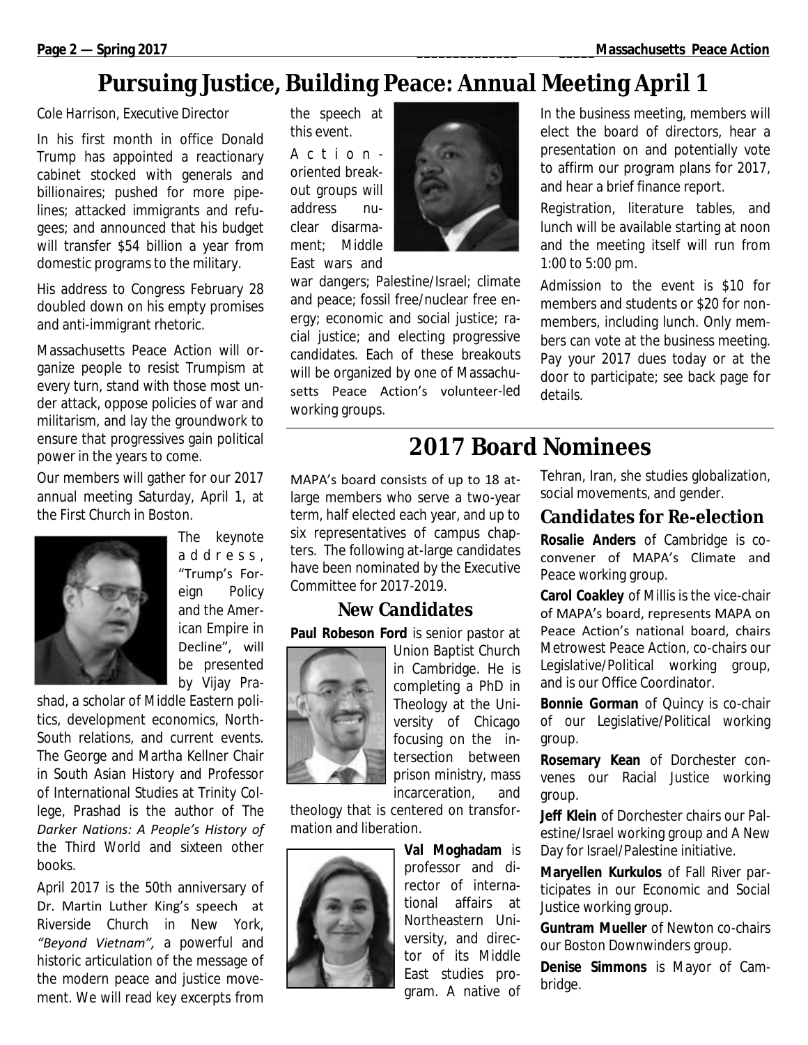# Pursuing Justice, Building Peace: Annual Meeting April 1

Cole Harrison, Executive Director

In his first month in office Donald Trump has appointed a reactionary cabinet stocked with generals and billionaires; pushed for more pipelines; attacked immigrants and refugees; and announced that his budget will transfer $54 billion a year from domestic programs to the military.

His address to Congress February 28 doubled down on his empty promises and anti-immigrant rhetoric.

Massachusetts Peace Action will organize people to resist Trumpism at every turn, stand with those most under attack, oppose policies of war and militarism, and lay the groundwork to ensure that progressives gain political power in the years to come.

Our members will gather for our 2017 annual meeting Saturday, April 1, at the First Church in Boston.

The keynote address, "Trump's Foreign Policy and the American Empire in Decline", will be presented by Vijay Prashad, a scholar of Middle Eastern politics, development economics, North-South relations, and current events. The George and Martha Kellner Chair in South Asian History and Professor of International Studies at Trinity College, Prashad is the author of The *Darker Nations: A People's History of* the Third World and sixteen other books.

April 2017 is the 50th anniversary of Dr. Martin Luther King's speech at Riverside Church in New York, *"Beyond Vietnam",* a powerful and historic articulation of the message of the modern peace and justice movement. We will read key excerpts from the speech at this event.

Action-oriented breakout groups will address nuclear disarmament; Middle East wars and war dangers; Palestine/Israel; climate and peace; fossil free/nuclear free energy; economic and social justice; racial justice; and electing progressive candidates. Each of these breakouts will be organized by one of Massachusetts Peace Action's volunteer-led working groups.

In the business meeting, members will elect the board of directors, hear a presentation on and potentially vote to affirm our program plans for 2017, and hear a brief finance report.

Registration, literature tables, and lunch will be available starting at noon and the meeting itself will run from 1:00 to 5:00 pm.

Admission to the event is $10 for members and students or $20 for non-members, including lunch. Only members can vote at the business meeting. Pay your 2017 dues today or at the door to participate; see back page for details.

# 2017 Board Nominees

MAPA's board consists of up to 18 at-large members who serve a two-year term, half elected each year, and up to six representatives of campus chapters. The following at-large candidates have been nominated by the Executive Committee for 2017-2019.

## New Candidates

**Paul Robeson Ford** is senior pastor at Union Baptist Church in Cambridge. He is completing a PhD in Theology at the University of Chicago focusing on the intersection between prison ministry, mass incarceration, and theology that is centered on transformation and liberation.

**Val Moghadam** is professor and director of international affairs at Northeastern University, and director of its Middle East studies program. A native of Tehran, Iran, she studies globalization, social movements, and gender.

## Candidates for Re-election

**Rosalie Anders** of Cambridge is co-convener of MAPA's Climate and Peace working group.

**Carol Coakley** of Millis is the vice-chair of MAPA's board, represents MAPA on Peace Action's national board, chairs Metrowest Peace Action, co-chairs our Legislative/Political working group, and is our Office Coordinator.

**Bonnie Gorman** of Quincy is co-chair of our Legislative/Political working group.

**Rosemary Kean** of Dorchester convenes our Racial Justice working group.

**Jeff Klein** of Dorchester chairs our Palestine/Israel working group and A New Day for Israel/Palestine initiative.

**Maryellen Kurkulos** of Fall River participates in our Economic and Social Justice working group.

**Guntram Mueller** of Newton co-chairs our Boston Downwinders group.

**Denise Simmons** is Mayor of Cambridge.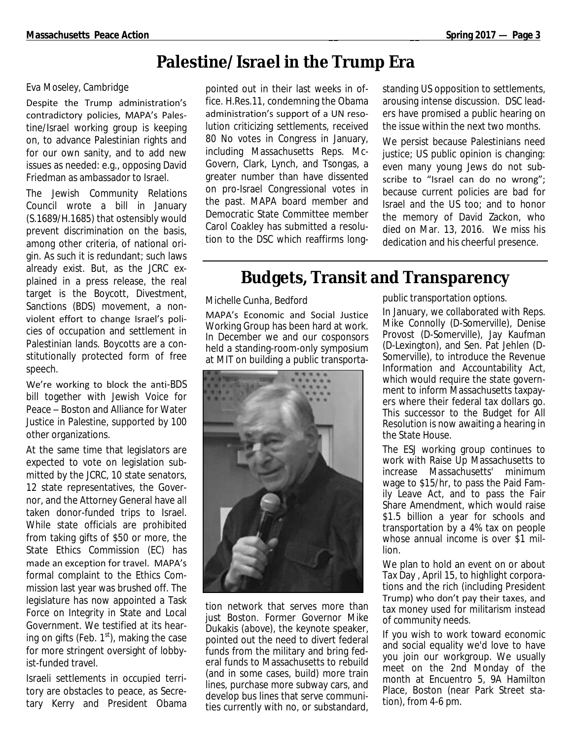# Palestine/Israel in the Trump Era

Eva Moseley, Cambridge

Despite the Trump administration's contradictory policies, MAPA's Palestine/Israel working group is keeping on, to advance Palestinian rights and for our own sanity, and to add new issues as needed: e.g., opposing David Friedman as ambassador to Israel.

The Jewish Community Relations Council wrote a bill in January (S.1689/H.1685) that ostensibly would prevent discrimination on the basis, among other criteria, of national origin. As such it is redundant; such laws already exist. But, as the JCRC explained in a press release, the real target is the Boycott, Divestment, Sanctions (BDS) movement, a nonviolent effort to change Israel's policies of occupation and settlement in Palestinian lands. Boycotts are a constitutionally protected form of free speech.

We're working to block the anti-BDS bill together with Jewish Voice for Peace – Boston and Alliance for Water Justice in Palestine, supported by 100 other organizations.

At the same time that legislators are expected to vote on legislation submitted by the JCRC, 10 state senators, 12 state representatives, the Governor, and the Attorney General have all taken donor-funded trips to Israel. While state officials are prohibited from taking gifts of $50 or more, the State Ethics Commission (EC) has made an exception for travel. MAPA's formal complaint to the Ethics Commission last year was brushed off. The legislature has now appointed a Task Force on Integrity in State and Local Government. We testified at its hearing on gifts (Feb. 1st), making the case for more stringent oversight of lobbyist-funded travel.

Israeli settlements in occupied territory are obstacles to peace, as Secretary Kerry and President Obama pointed out in their last weeks in office. H.Res.11, condemning the Obama administration's support of a UN resolution criticizing settlements, received 80 No votes in Congress in January, including Massachusetts Reps. McGovern, Clark, Lynch, and Tsongas, a greater number than have dissented on pro-Israel Congressional votes in the past. MAPA board member and Democratic State Committee member Carol Coakley has submitted a resolution to the DSC which reaffirms longstanding US opposition to settlements, arousing intense discussion. DSC leaders have promised a public hearing on the issue within the next two months.

We persist because Palestinians need justice; US public opinion is changing: even many young Jews do not subscribe to "Israel can do no wrong"; because current policies are bad for Israel and the US too; and to honor the memory of David Zackon, who died on Mar. 13, 2016. We miss his dedication and his cheerful presence.

# Budgets, Transit and Transparency

Michelle Cunha, Bedford

MAPA's Economic and Social Justice Working Group has been hard at work. In December we and our cosponsors held a standing-room-only symposium at MIT on building a public transportation network that serves more than just Boston. Former Governor Mike Dukakis (above), the keynote speaker, pointed out the need to divert federal funds from the military and bring federal funds to Massachusetts to rebuild (and in some cases, build) more train lines, purchase more subway cars, and develop bus lines that serve communities currently with no, or substandard, public transportation options.

In January, we collaborated with Reps. Mike Connolly (D-Somerville), Denise Provost (D-Somerville), Jay Kaufman (D-Lexington), and Sen. Pat Jehlen (D-Somerville), to introduce the Revenue Information and Accountability Act, which would require the state government to inform Massachusetts taxpayers where their federal tax dollars go. This successor to the Budget for All Resolution is now awaiting a hearing in the State House.

The ESJ working group continues to work with Raise Up Massachusetts to increase Massachusetts' minimum wage to $15/hr, to pass the Paid Family Leave Act, and to pass the Fair Share Amendment, which would raise $1.5 billion a year for schools and transportation by a 4% tax on people whose annual income is over $1 million.

We plan to hold an event on or about Tax Day , April 15, to highlight corporations and the rich (including President Trump) who don't pay their taxes, and tax money used for militarism instead of community needs.

If you wish to work toward economic and social equality we'd love to have you join our workgroup. We usually meet on the 2nd Monday of the month at Encuentro 5, 9A Hamilton Place, Boston (near Park Street station), from 4-6 pm.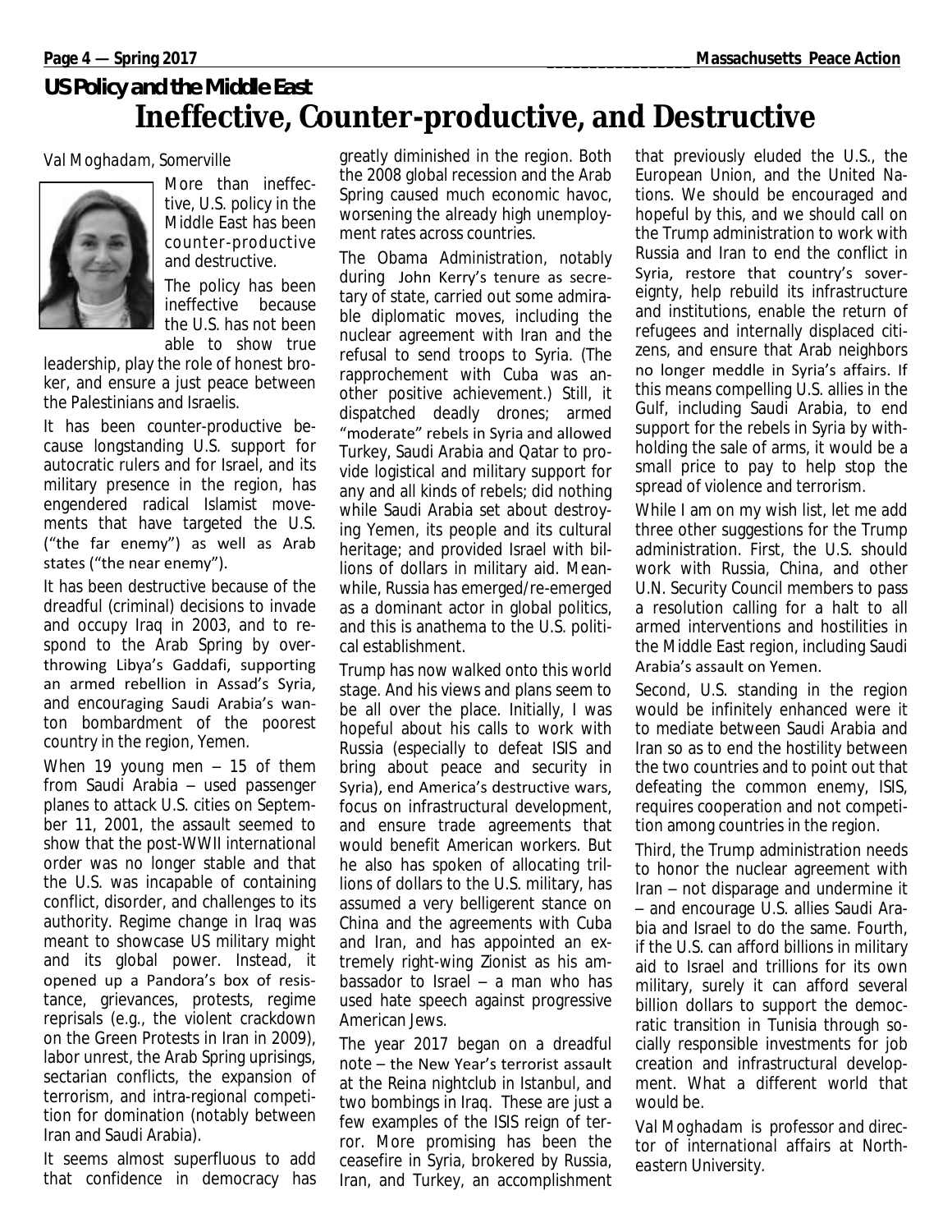## US Policy and the Middle East

# Ineffective, Counter-productive, and Destructive

*Val Moghadam, Somerville*

More than ineffective, U.S. policy in the Middle East has been counter-productive and destructive.

The policy has been ineffective because the U.S. has not been able to show true leadership, play the role of honest broker, and ensure a just peace between the Palestinians and Israelis.

It has been counter-productive because longstanding U.S. support for autocratic rulers and for Israel, and its military presence in the region, has engendered radical Islamist movements that have targeted the U.S. ("the far enemy") as well as Arab states ("the near enemy").

It has been destructive because of the dreadful (criminal) decisions to invade and occupy Iraq in 2003, and to respond to the Arab Spring by overthrowing Libya's Gaddafi, supporting an armed rebellion in Assad's Syria, and encouraging Saudi Arabia's wanton bombardment of the poorest country in the region, Yemen.

When 19 young men – 15 of them from Saudi Arabia – used passenger planes to attack U.S. cities on September 11, 2001, the assault seemed to show that the post-WWII international order was no longer stable and that the U.S. was incapable of containing conflict, disorder, and challenges to its authority. Regime change in Iraq was meant to showcase US military might and its global power. Instead, it opened up a Pandora's box of resistance, grievances, protests, regime reprisals (e.g., the violent crackdown on the Green Protests in Iran in 2009), labor unrest, the Arab Spring uprisings, sectarian conflicts, the expansion of terrorism, and intra-regional competition for domination (notably between Iran and Saudi Arabia).

It seems almost superfluous to add that confidence in democracy has greatly diminished in the region. Both the 2008 global recession and the Arab Spring caused much economic havoc, worsening the already high unemployment rates across countries.

The Obama Administration, notably during John Kerry's tenure as secretary of state, carried out some admirable diplomatic moves, including the nuclear agreement with Iran and the refusal to send troops to Syria. (The rapprochement with Cuba was another positive achievement.) Still, it dispatched deadly drones; armed "moderate" rebels in Syria and allowed Turkey, Saudi Arabia and Qatar to provide logistical and military support for any and all kinds of rebels; did nothing while Saudi Arabia set about destroying Yemen, its people and its cultural heritage; and provided Israel with billions of dollars in military aid. Meanwhile, Russia has emerged/re-emerged as a dominant actor in global politics, and this is anathema to the U.S. political establishment.

Trump has now walked onto this world stage. And his views and plans seem to be all over the place. Initially, I was hopeful about his calls to work with Russia (especially to defeat ISIS and bring about peace and security in Syria), end America's destructive wars, focus on infrastructural development, and ensure trade agreements that would benefit American workers. But he also has spoken of allocating trillions of dollars to the U.S. military, has assumed a very belligerent stance on China and the agreements with Cuba and Iran, and has appointed an extremely right-wing Zionist as his ambassador to Israel – a man who has used hate speech against progressive American Jews.

The year 2017 began on a dreadful note – the New Year's terrorist assault at the Reina nightclub in Istanbul, and two bombings in Iraq. These are just a few examples of the ISIS reign of terror. More promising has been the ceasefire in Syria, brokered by Russia, Iran, and Turkey, an accomplishment that previously eluded the U.S., the European Union, and the United Nations. We should be encouraged and hopeful by this, and we should call on the Trump administration to work with Russia and Iran to end the conflict in Syria, restore that country's sovereignty, help rebuild its infrastructure and institutions, enable the return of refugees and internally displaced citizens, and ensure that Arab neighbors no longer meddle in Syria's affairs. If this means compelling U.S. allies in the Gulf, including Saudi Arabia, to end support for the rebels in Syria by withholding the sale of arms, it would be a small price to pay to help stop the spread of violence and terrorism.

While I am on my wish list, let me add three other suggestions for the Trump administration. First, the U.S. should work with Russia, China, and other U.N. Security Council members to pass a resolution calling for a halt to all armed interventions and hostilities in the Middle East region, including Saudi Arabia's assault on Yemen.

Second, U.S. standing in the region would be infinitely enhanced were it to mediate between Saudi Arabia and Iran so as to end the hostility between the two countries and to point out that defeating the common enemy, ISIS, requires cooperation and not competition among countries in the region.

Third, the Trump administration needs to honor the nuclear agreement with Iran – not disparage and undermine it – and encourage U.S. allies Saudi Arabia and Israel to do the same. Fourth, if the U.S. can afford billions in military aid to Israel and trillions for its own military, surely it can afford several billion dollars to support the democratic transition in Tunisia through socially responsible investments for job creation and infrastructural development. What a different world that would be.

*Val Moghadam is professor and director of international affairs at Northeastern University.*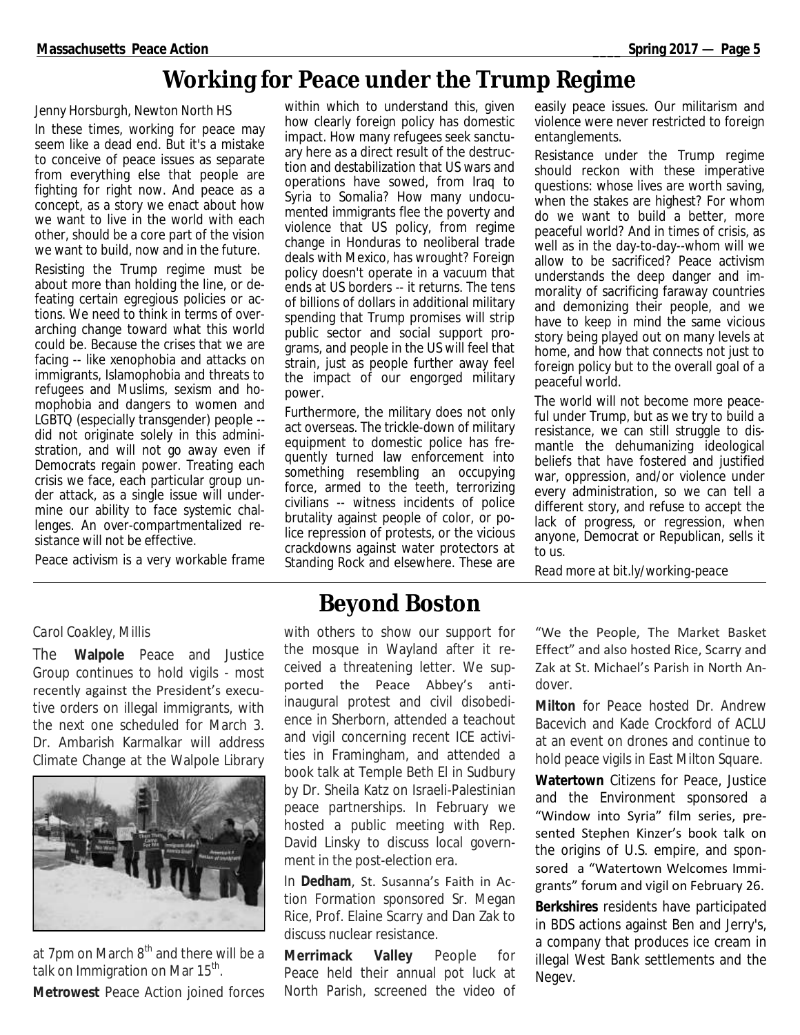# Working for Peace under the Trump Regime

*Jenny Horsburgh, Newton North HS*

In these times, working for peace may seem like a dead end. But it's a mistake to conceive of peace issues as separate from everything else that people are fighting for right now. And peace as a concept, as a story we enact about how we want to live in the world with each other, should be a core part of the vision we want to build, now and in the future.

Resisting the Trump regime must be about more than holding the line, or defeating certain egregious policies or actions. We need to think in terms of overarching change toward what this world could be. Because the crises that we are facing -- like xenophobia and attacks on immigrants, Islamophobia and threats to refugees and Muslims, sexism and homophobia and dangers to women and LGBTQ (especially transgender) people -- did not originate solely in this administration, and will not go away even if Democrats regain power. Treating each crisis we face, each particular group under attack, as a single issue will undermine our ability to face systemic challenges. An over-compartmentalized resistance will not be effective.

Peace activism is a very workable frame within which to understand this, given how clearly foreign policy has domestic impact. How many refugees seek sanctuary here as a direct result of the destruction and destabilization that US wars and operations have sowed, from Iraq to Syria to Somalia? How many undocumented immigrants flee the poverty and violence that US policy, from regime change in Honduras to neoliberal trade deals with Mexico, has wrought? Foreign policy doesn't operate in a vacuum that ends at US borders -- it returns. The tens of billions of dollars in additional military spending that Trump promises will strip public sector and social support programs, and people in the US will feel that strain, just as people further away feel the impact of our engorged military power.

Furthermore, the military does not only act overseas. The trickle-down of military equipment to domestic police has frequently turned law enforcement into something resembling an occupying force, armed to the teeth, terrorizing civilians -- witness incidents of police brutality against people of color, or police repression of protests, or the vicious crackdowns against water protectors at Standing Rock and elsewhere. These are easily peace issues. Our militarism and violence were never restricted to foreign entanglements.

Resistance under the Trump regime should reckon with these imperative questions: whose lives are worth saving, when the stakes are highest? For whom do we want to build a better, more peaceful world? And in times of crisis, as well as in the day-to-day--whom will we allow to be sacrificed? Peace activism understands the deep danger and immorality of sacrificing faraway countries and demonizing their people, and we have to keep in mind the same vicious story being played out on many levels at home, and how that connects not just to foreign policy but to the overall goal of a peaceful world.

The world will not become more peaceful under Trump, but as we try to build a resistance, we can still struggle to dismantle the dehumanizing ideological beliefs that have fostered and justified war, oppression, and/or violence under every administration, so we can tell a different story, and refuse to accept the lack of progress, or regression, when anyone, Democrat or Republican, sells it to us.

*Read more at bit.ly/working-peace*

# Beyond Boston

*Carol Coakley, Millis*

The **Walpole** Peace and Justice Group continues to hold vigils - most recently against the President's executive orders on illegal immigrants, with the next one scheduled for March 3. Dr. Ambarish Karmalkar will address Climate Change at the Walpole Library at 7pm on March 8th and there will be a talk on Immigration on Mar 15th.

**Metrowest** Peace Action joined forces with others to show our support for the mosque in Wayland after it received a threatening letter. We supported the Peace Abbey's anti-inaugural protest and civil disobedience in Sherborn, attended a teachout and vigil concerning recent ICE activities in Framingham, and attended a book talk at Temple Beth El in Sudbury by Dr. Sheila Katz on Israeli-Palestinian peace partnerships. In February we hosted a public meeting with Rep. David Linsky to discuss local government in the post-election era.

In **Dedham**, St. Susanna's Faith in Action Formation sponsored Sr. Megan Rice, Prof. Elaine Scarry and Dan Zak to discuss nuclear resistance.

**Merrimack Valley** People for Peace held their annual pot luck at North Parish, screened the video of "We the People, The Market Basket Effect" and also hosted Rice, Scarry and Zak at St. Michael's Parish in North Andover.

**Milton** for Peace hosted Dr. Andrew Bacevich and Kade Crockford of ACLU at an event on drones and continue to hold peace vigils in East Milton Square.

**Watertown** Citizens for Peace, Justice and the Environment sponsored a "Window into Syria" film series, presented Stephen Kinzer's book talk on the origins of U.S. empire, and sponsored a "Watertown Welcomes Immigrants" forum and vigil on February 26.

**Berkshires** residents have participated in BDS actions against Ben and Jerry's, a company that produces ice cream in illegal West Bank settlements and the Negev.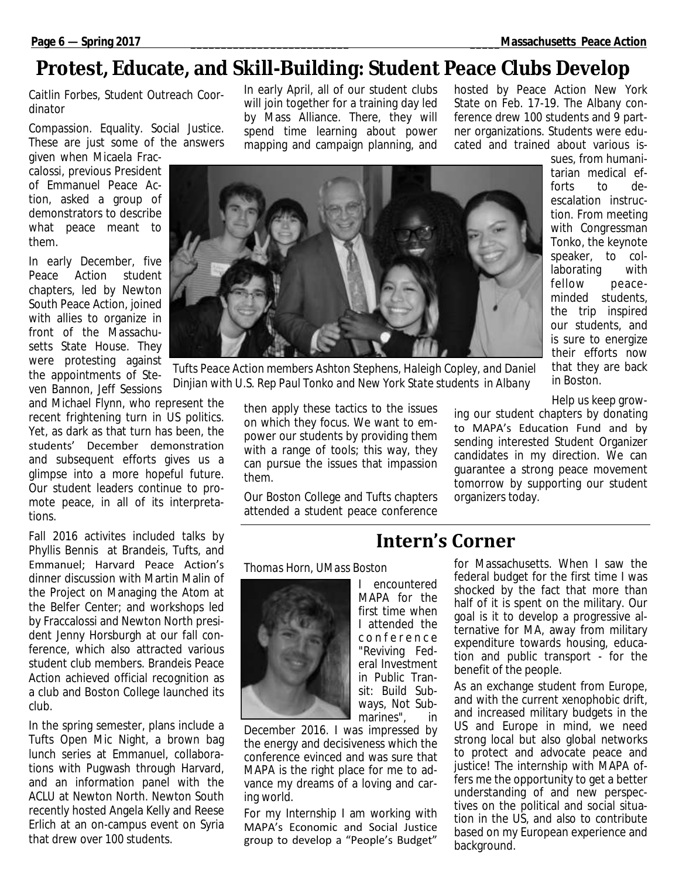# Protest, Educate, and Skill-Building: Student Peace Clubs Develop

*Caitlin Forbes, Student Outreach Coordinator*

Compassion. Equality. Social Justice. These are just some of the answers given when Micaela Fraccalossi, previous President of Emmanuel Peace Action, asked a group of demonstrators to describe what peace meant to them.

In early December, five Peace Action student chapters, led by Newton South Peace Action, joined with allies to organize in front of the Massachusetts State House. They were protesting against the appointments of Steven Bannon, Jeff Sessions and Michael Flynn, who represent the recent frightening turn in US politics. Yet, as dark as that turn has been, the students' December demonstration and subsequent efforts gives us a glimpse into a more hopeful future. Our student leaders continue to promote peace, in all of its interpretations.

Fall 2016 activites included talks by Phyllis Bennis at Brandeis, Tufts, and Emmanuel; Harvard Peace Action's dinner discussion with Martin Malin of the Project on Managing the Atom at the Belfer Center; and workshops led by Fraccalossi and Newton North president Jenny Horsburgh at our fall conference, which also attracted various student club members. Brandeis Peace Action achieved official recognition as a club and Boston College launched its club.

In the spring semester, plans include a Tufts Open Mic Night, a brown bag lunch series at Emmanuel, collaborations with Pugwash through Harvard, and an information panel with the ACLU at Newton North. Newton South recently hosted Angela Kelly and Reese Erlich at an on-campus event on Syria that drew over 100 students.

In early April, all of our student clubs will join together for a training day led by Mass Alliance. There, they will spend time learning about power mapping and campaign planning, and then apply these tactics to the issues on which they focus. We want to empower our students by providing them with a range of tools; this way, they can pursue the issues that impassion them.

Our Boston College and Tufts chapters attended a student peace conference hosted by Peace Action New York State on Feb. 17-19. The Albany conference drew 100 students and 9 partner organizations. Students were educated and trained about various issues, from humanitarian medical efforts to de-escalation instruction. From meeting with Congressman Tonko, the keynote speaker, to collaborating with fellow peace-minded students, the trip inspired our students, and is sure to energize their efforts now that they are back in Boston.

*Tufts Peace Action members Ashton Stephens, Haleigh Copley, and Daniel Dinjian with U.S. Rep Paul Tonko and New York State students in Albany*

Help us keep growing our student chapters by donating to MAPA's Education Fund and by sending interested Student Organizer candidates in my direction. We can guarantee a strong peace movement tomorrow by supporting our student organizers today.

## Intern's Corner

*Thomas Horn, UMass Boston*

I encountered MAPA for the first time when I attended the conference "Reviving Federal Investment in Public Transit: Build Subways, Not Submarines", in December 2016. I was impressed by the energy and decisiveness which the conference evinced and was sure that MAPA is the right place for me to advance my dreams of a loving and caring world.

For my Internship I am working with MAPA's Economic and Social Justice group to develop a "People's Budget" for Massachusetts. When I saw the federal budget for the first time I was shocked by the fact that more than half of it is spent on the military. Our goal is it to develop a progressive alternative for MA, away from military expenditure towards housing, education and public transport - for the benefit of the people.

As an exchange student from Europe, and with the current xenophobic drift, and increased military budgets in the US and Europe in mind, we need strong local but also global networks to protect and advocate peace and justice! The internship with MAPA offers me the opportunity to get a better understanding of and new perspectives on the political and social situation in the US, and also to contribute based on my European experience and background.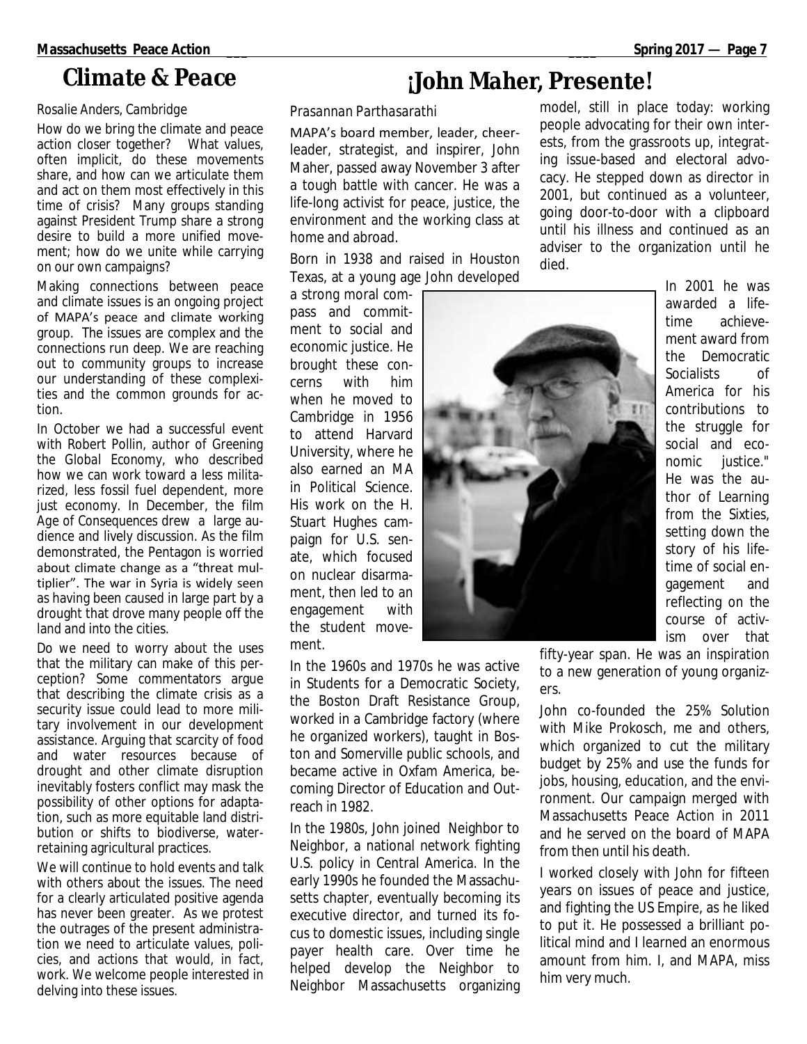## Climate & Peace

Rosalie Anders, Cambridge

How do we bring the climate and peace action closer together? What values, often implicit, do these movements share, and how can we articulate them and act on them most effectively in this time of crisis? Many groups standing against President Trump share a strong desire to build a more unified movement; how do we unite while carrying on our own campaigns?

Making connections between peace and climate issues is an ongoing project of MAPA's peace and climate working group. The issues are complex and the connections run deep. We are reaching out to community groups to increase our understanding of these complexities and the common grounds for action.

In October we had a successful event with Robert Pollin, author of Greening the Global Economy, who described how we can work toward a less militarized, less fossil fuel dependent, more just economy. In December, the film Age of Consequences drew a large audience and lively discussion. As the film demonstrated, the Pentagon is worried about climate change as a "threat multiplier". The war in Syria is widely seen as having been caused in large part by a drought that drove many people off the land and into the cities.

Do we need to worry about the uses that the military can make of this perception? Some commentators argue that describing the climate crisis as a security issue could lead to more military involvement in our development assistance. Arguing that scarcity of food and water resources because of drought and other climate disruption inevitably fosters conflict may mask the possibility of other options for adaptation, such as more equitable land distribution or shifts to biodiverse, water-retaining agricultural practices.

We will continue to hold events and talk with others about the issues. The need for a clearly articulated positive agenda has never been greater. As we protest the outrages of the present administration we need to articulate values, policies, and actions that would, in fact, work. We welcome people interested in delving into these issues.

## ¡John Maher, Presente!

Prasannan Parthasarathi

MAPA's board member, leader, cheerleader, strategist, and inspirer, John Maher, passed away November 3 after a tough battle with cancer. He was a life-long activist for peace, justice, the environment and the working class at home and abroad.

Born in 1938 and raised in Houston Texas, at a young age John developed a strong moral compass and commitment to social and economic justice. He brought these concerns with him when he moved to Cambridge in 1956 to attend Harvard University, where he also earned an MA in Political Science. His work on the H. Stuart Hughes campaign for U.S. senate, which focused on nuclear disarmament, then led to an engagement with the student movement.

In the 1960s and 1970s he was active in Students for a Democratic Society, the Boston Draft Resistance Group, worked in a Cambridge factory (where he organized workers), taught in Boston and Somerville public schools, and became active in Oxfam America, becoming Director of Education and Outreach in 1982.

In the 1980s, John joined Neighbor to Neighbor, a national network fighting U.S. policy in Central America. In the early 1990s he founded the Massachusetts chapter, eventually becoming its executive director, and turned its focus to domestic issues, including single payer health care. Over time he helped develop the Neighbor to Neighbor Massachusetts organizing model, still in place today: working people advocating for their own interests, from the grassroots up, integrating issue-based and electoral advocacy. He stepped down as director in 2001, but continued as a volunteer, going door-to-door with a clipboard until his illness and continued as an adviser to the organization until he died.

In 2001 he was awarded a lifetime achievement award from the Democratic Socialists of America for his contributions to the struggle for social and economic justice." He was the author of Learning from the Sixties, setting down the story of his lifetime of social engagement and reflecting on the course of activism over that fifty-year span. He was an inspiration to a new generation of young organizers.

John co-founded the 25% Solution with Mike Prokosch, me and others, which organized to cut the military budget by 25% and use the funds for jobs, housing, education, and the environment. Our campaign merged with Massachusetts Peace Action in 2011 and he served on the board of MAPA from then until his death.

I worked closely with John for fifteen years on issues of peace and justice, and fighting the US Empire, as he liked to put it. He possessed a brilliant political mind and I learned an enormous amount from him. I, and MAPA, miss him very much.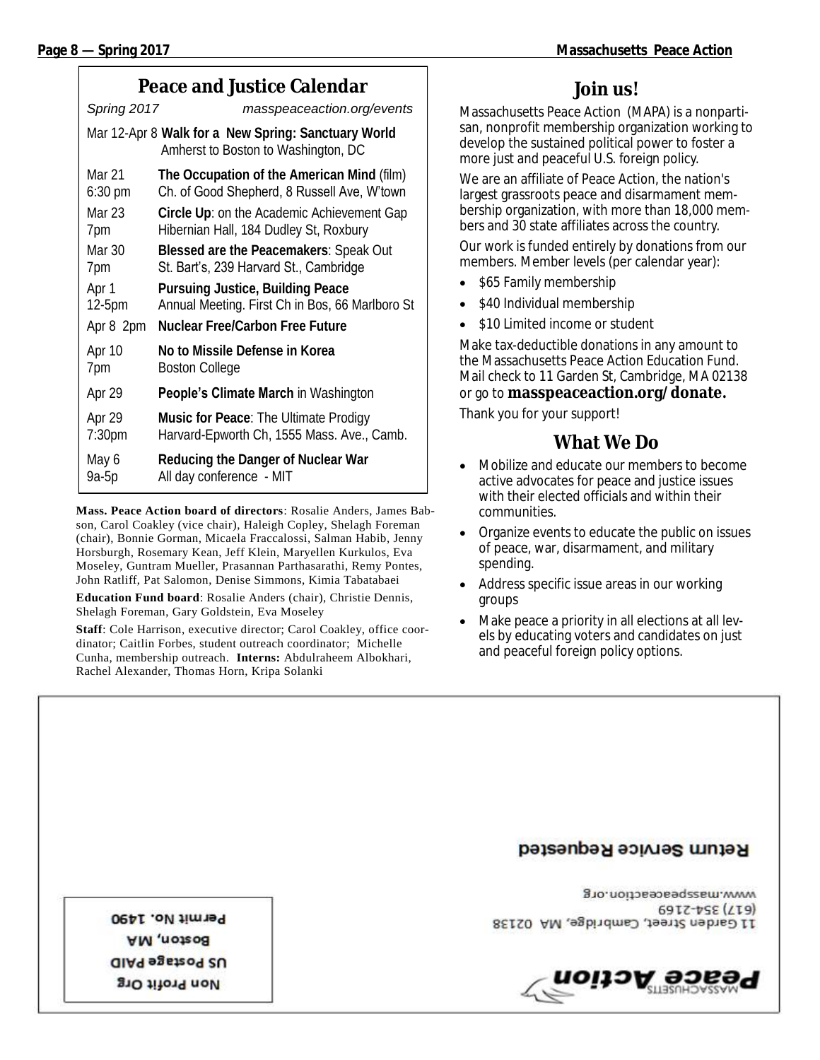## Peace and Justice Calendar

*Spring 2017* *masspeaceaction.org/events*

| | |
|---|---|
| Mar 12-Apr 8 | **Walk for a New Spring: Sanctuary World** Amherst to Boston to Washington, DC |
| Mar 21 6:30 pm | **The Occupation of the American Mind** (film) Ch. of Good Shepherd, 8 Russell Ave, W'town |
| Mar 23 7pm | **Circle Up**: on the Academic Achievement Gap Hibernian Hall, 184 Dudley St, Roxbury |
| Mar 30 7pm | **Blessed are the Peacemakers**: Speak Out St. Bart's, 239 Harvard St., Cambridge |
| Apr 1 12-5pm | **Pursuing Justice, Building Peace** Annual Meeting. First Ch in Bos, 66 Marlboro St |
| Apr 8 2pm | **Nuclear Free/Carbon Free Future** |
| Apr 10 7pm | **No to Missile Defense in Korea** Boston College |
| Apr 29 | **People's Climate March** in Washington |
| Apr 29 7:30pm | **Music for Peace**: The Ultimate Prodigy Harvard-Epworth Ch, 1555 Mass. Ave., Camb. |
| May 6 9a-5p | **Reducing the Danger of Nuclear War** All day conference - MIT |

**Mass. Peace Action board of directors**: Rosalie Anders, James Babson, Carol Coakley (vice chair), Haleigh Copley, Shelagh Foreman (chair), Bonnie Gorman, Micaela Fraccalossi, Salman Habib, Jenny Horsburgh, Rosemary Kean, Jeff Klein, Maryellen Kurkulos, Eva Moseley, Guntram Mueller, Prasannan Parthasarathi, Remy Pontes, John Ratliff, Pat Salomon, Denise Simmons, Kimia Tabatabaei

**Education Fund board**: Rosalie Anders (chair), Christie Dennis, Shelagh Foreman, Gary Goldstein, Eva Moseley

**Staff**: Cole Harrison, executive director; Carol Coakley, office coordinator; Caitlin Forbes, student outreach coordinator; Michelle Cunha, membership outreach. **Interns:** Abdulraheem Albokhari, Rachel Alexander, Thomas Horn, Kripa Solanki

## Join us!

Massachusetts Peace Action (MAPA) is a nonpartisan, nonprofit membership organization working to develop the sustained political power to foster a more just and peaceful U.S. foreign policy.

We are an affiliate of Peace Action, the nation's largest grassroots peace and disarmament membership organization, with more than 18,000 members and 30 state affiliates across the country.

Our work is funded entirely by donations from our members. Member levels (per calendar year):

- $65 Family membership
- $40 Individual membership
- $10 Limited income or student

Make tax-deductible donations in any amount to the Massachusetts Peace Action Education Fund. Mail check to 11 Garden St, Cambridge, MA 02138 or go to **masspeaceaction.org/donate.**

Thank you for your support!

## What We Do

- Mobilize and educate our members to become active advocates for peace and justice issues with their elected officials and within their communities.
- Organize events to educate the public on issues of peace, war, disarmament, and military spending.
- Address specific issue areas in our working groups
- Make peace a priority in all elections at all levels by educating voters and candidates on just and peaceful foreign policy options.

Massachusetts Peace Action
11 Garden Street, Cambridge, MA 02138
(617) 354-2169
www.masspeaceaction.org

Return Service Requested

Non Profit Org
US Postage PAID
Boston, MA
Permit No. 1490